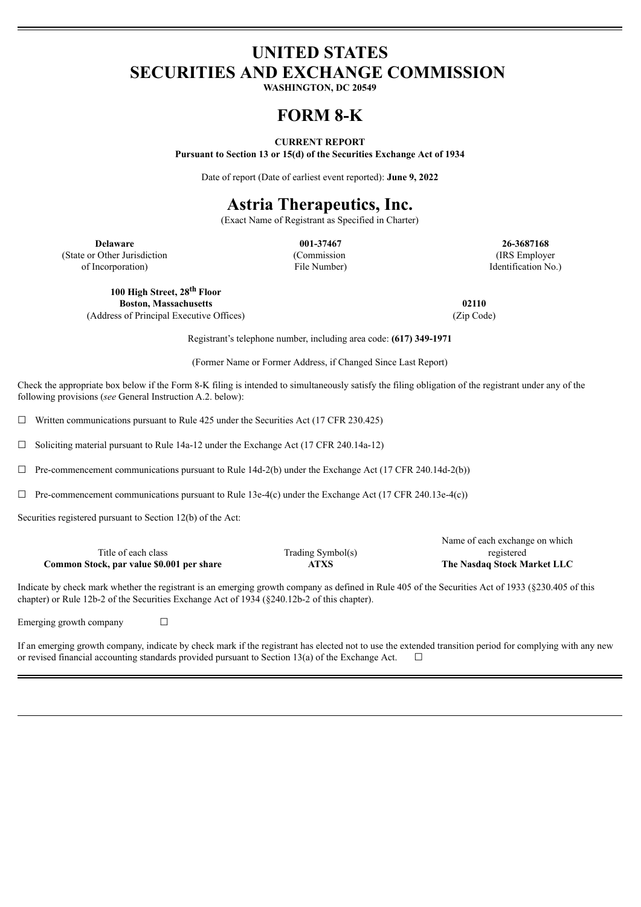# UNITED STATES
# SECURITIES AND EXCHANGE COMMISSION

**WASHINGTON, DC 20549**

# FORM 8-K

**CURRENT REPORT**

**Pursuant to Section 13 or 15(d) of the Securities Exchange Act of 1934**

Date of report (Date of earliest event reported): **June 9, 2022**

# Astria Therapeutics, Inc.

(Exact Name of Registrant as Specified in Charter)

| **Delaware** | **001-37467** | **26-3687168** |
|---|---|---|
| (State or Other Jurisdiction of Incorporation) | (Commission File Number) | (IRS Employer Identification No.) |

| **100 High Street, 28th Floor Boston, Massachusetts** | **02110** |
|---|---|
| (Address of Principal Executive Offices) | (Zip Code) |

Registrant's telephone number, including area code: **(617) 349-1971**

(Former Name or Former Address, if Changed Since Last Report)

Check the appropriate box below if the Form 8-K filing is intended to simultaneously satisfy the filing obligation of the registrant under any of the following provisions (*see* General Instruction A.2. below):

☐ Written communications pursuant to Rule 425 under the Securities Act (17 CFR 230.425)

☐ Soliciting material pursuant to Rule 14a-12 under the Exchange Act (17 CFR 240.14a-12)

☐ Pre-commencement communications pursuant to Rule 14d-2(b) under the Exchange Act (17 CFR 240.14d-2(b))

☐ Pre-commencement communications pursuant to Rule 13e-4(c) under the Exchange Act (17 CFR 240.13e-4(c))

Securities registered pursuant to Section 12(b) of the Act:

| Title of each class | Trading Symbol(s) | Name of each exchange on which registered |
|---|---|---|
| **Common Stock, par value $0.001 per share** | **ATXS** | **The Nasdaq Stock Market LLC** |

Indicate by check mark whether the registrant is an emerging growth company as defined in Rule 405 of the Securities Act of 1933 (§230.405 of this chapter) or Rule 12b-2 of the Securities Exchange Act of 1934 (§240.12b-2 of this chapter).

Emerging growth company ☐

If an emerging growth company, indicate by check mark if the registrant has elected not to use the extended transition period for complying with any new or revised financial accounting standards provided pursuant to Section 13(a) of the Exchange Act. ☐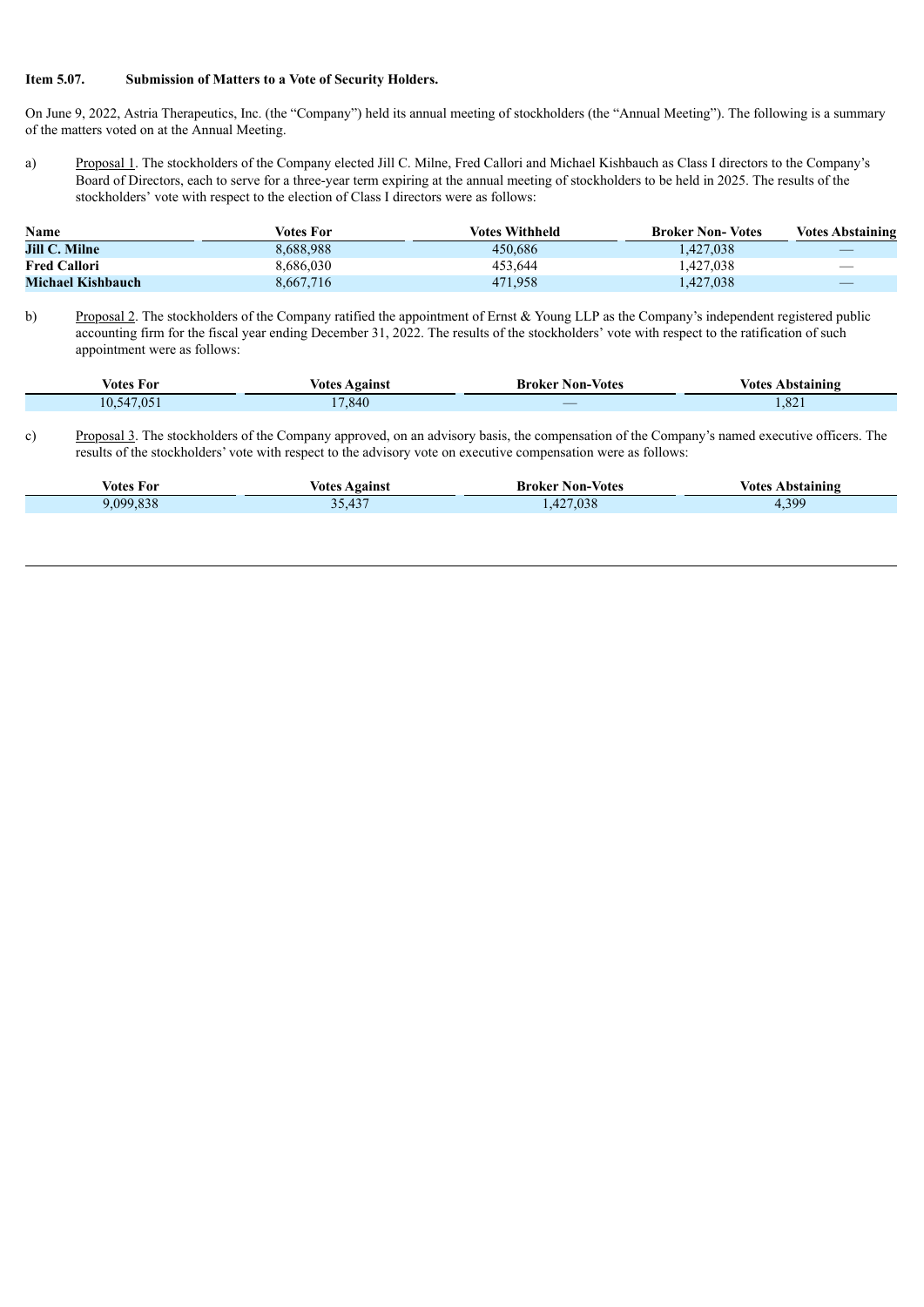**Item 5.07. Submission of Matters to a Vote of Security Holders.**

On June 9, 2022, Astria Therapeutics, Inc. (the "Company") held its annual meeting of stockholders (the "Annual Meeting"). The following is a summary of the matters voted on at the Annual Meeting.

a) Proposal 1. The stockholders of the Company elected Jill C. Milne, Fred Callori and Michael Kishbauch as Class I directors to the Company's Board of Directors, each to serve for a three-year term expiring at the annual meeting of stockholders to be held in 2025. The results of the stockholders' vote with respect to the election of Class I directors were as follows:

| Name | Votes For | Votes Withheld | Broker Non- Votes | Votes Abstaining |
|---|---|---|---|---|
| **Jill C. Milne** | 8,688,988 | 450,686 | 1,427,038 | — |
| **Fred Callori** | 8,686,030 | 453,644 | 1,427,038 | — |
| **Michael Kishbauch** | 8,667,716 | 471,958 | 1,427,038 | — |

b) Proposal 2. The stockholders of the Company ratified the appointment of Ernst & Young LLP as the Company's independent registered public accounting firm for the fiscal year ending December 31, 2022. The results of the stockholders' vote with respect to the ratification of such appointment were as follows:

| Votes For | Votes Against | Broker Non-Votes | Votes Abstaining |
|---|---|---|---|
| 10,547,051 | 17,840 | — | 1,821 |

c) Proposal 3. The stockholders of the Company approved, on an advisory basis, the compensation of the Company's named executive officers. The results of the stockholders' vote with respect to the advisory vote on executive compensation were as follows:

| Votes For | Votes Against | Broker Non-Votes | Votes Abstaining |
|---|---|---|---|
| 9,099,838 | 35,437 | 1,427,038 | 4,399 |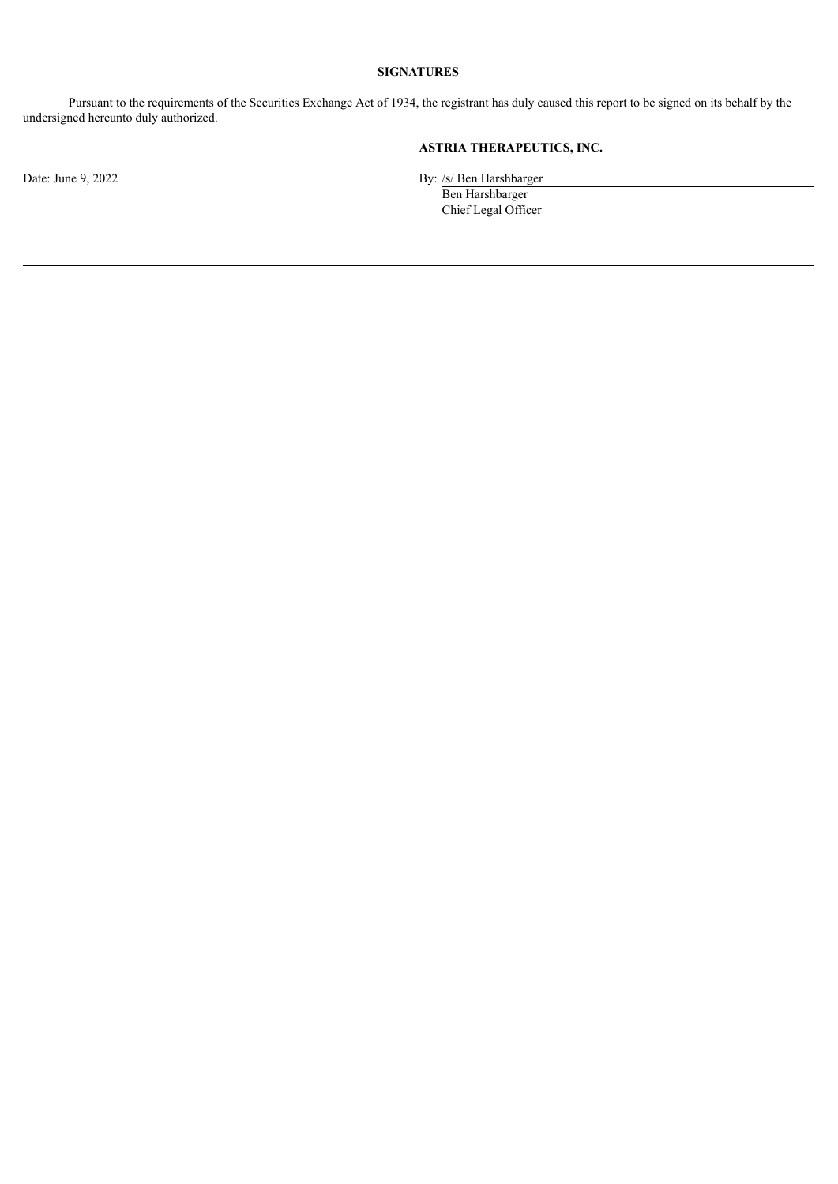**SIGNATURES**

Pursuant to the requirements of the Securities Exchange Act of 1934, the registrant has duly caused this report to be signed on its behalf by the undersigned hereunto duly authorized.

**ASTRIA THERAPEUTICS, INC.**

Date: June 9, 2022

By: /s/ Ben Harshbarger
Ben Harshbarger
Chief Legal Officer